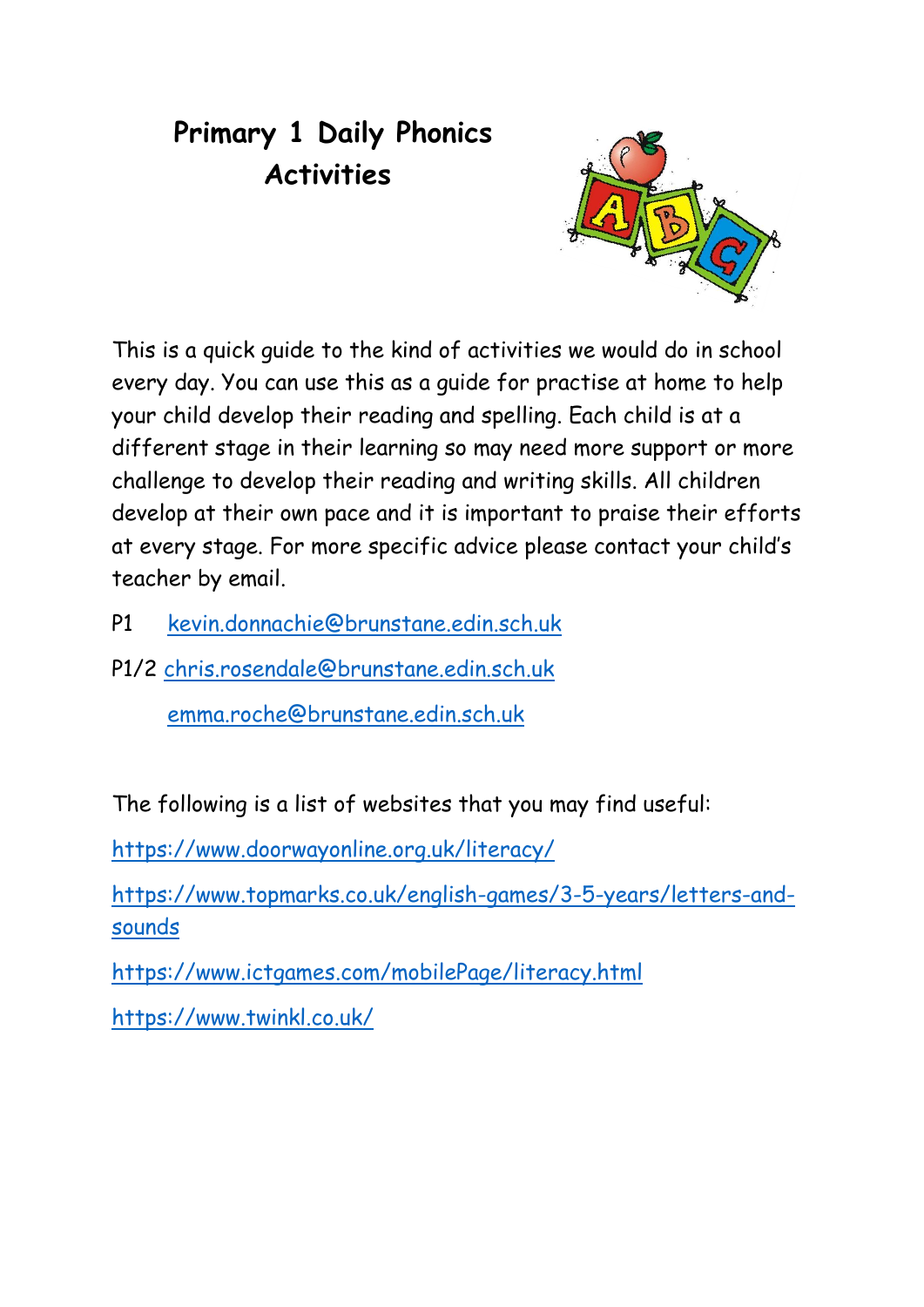# Primary 1 Daily Phonics Activities

This is a quick guide to the kind of activities we would do in school every day. You can use this as a guide for practise at home to help your child develop their reading and spelling. Each child is at a different stage in their learning so may need more support or more challenge to develop their reading and writing skills. All children develop at their own pace and it is important to praise their efforts at every stage. For more specific advice please contact your child's teacher by email.

P1 kevin.donnachie@brunstane.edin.sch.uk

P1/2 chris.rosendale@brunstane.edin.sch.uk

emma.roche@brunstane.edin.sch.uk

The following is a list of websites that you may find useful:

https://www.doorwayonline.org.uk/literacy/

https://www.topmarks.co.uk/english-games/3-5-years/letters-and-sounds

https://www.ictgames.com/mobilePage/literacy.html

https://www.twinkl.co.uk/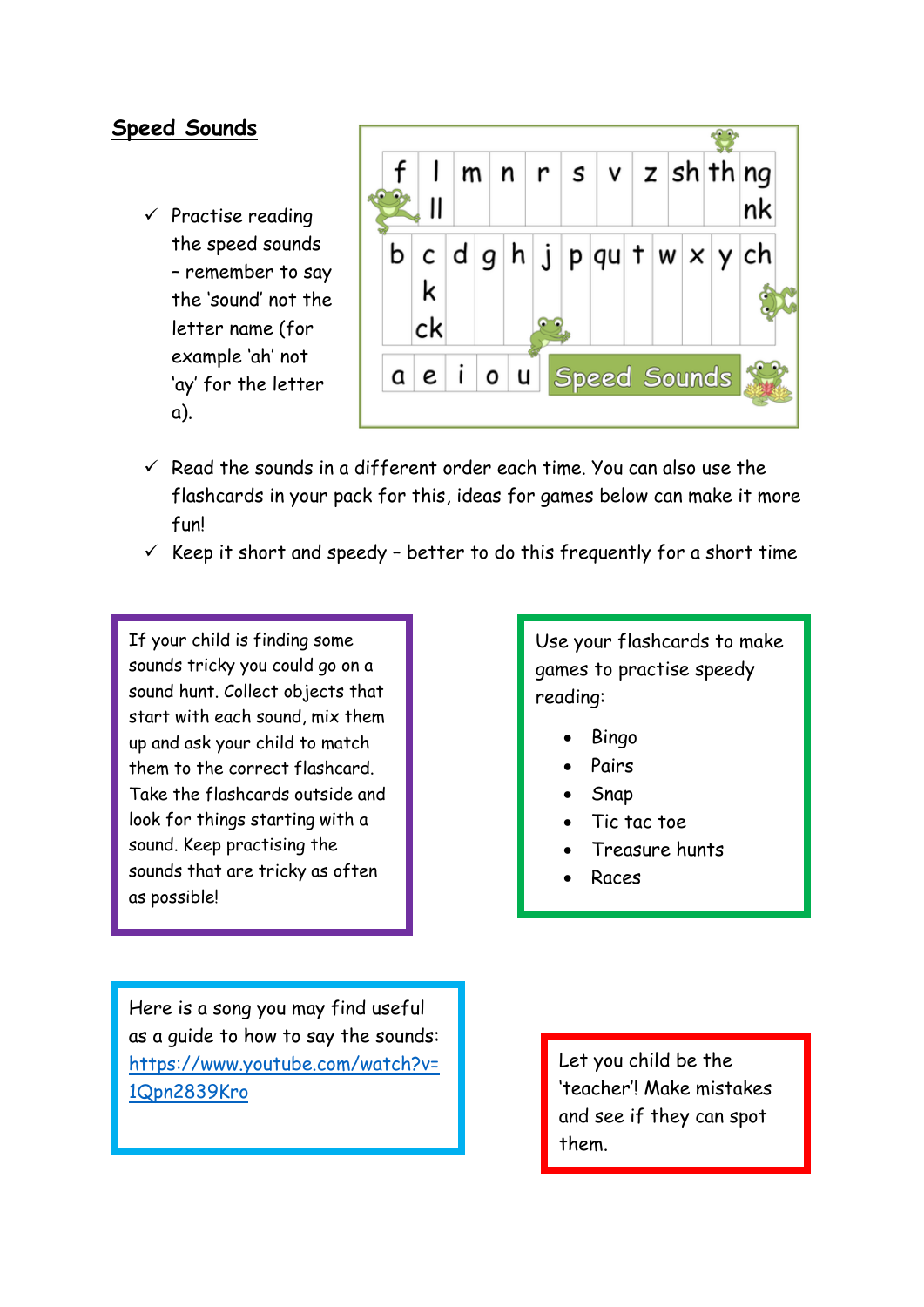## Speed Sounds

- ✓ Practise reading the speed sounds – remember to say the 'sound' not the letter name (for example 'ah' not 'ay' for the letter a).

| f | l<br>ll | m | n | r | s | v | z | sh | th | ng<br>nk |
|---|---|---|---|---|---|---|---|---|---|---|

| b | c<br>k<br>ck | d | g | h | j | p | qu | t | w | x | y | ch |
|---|---|---|---|---|---|---|---|---|---|---|---|---|

| a | e | i | o | u | Speed Sounds |
|---|---|---|---|---|---|

- ✓ Read the sounds in a different order each time. You can also use the flashcards in your pack for this, ideas for games below can make it more fun!
- ✓ Keep it short and speedy – better to do this frequently for a short time

If your child is finding some sounds tricky you could go on a sound hunt. Collect objects that start with each sound, mix them up and ask your child to match them to the correct flashcard. Take the flashcards outside and look for things starting with a sound. Keep practising the sounds that are tricky as often as possible!

Use your flashcards to make games to practise speedy reading:

- Bingo
- Pairs
- Snap
- Tic tac toe
- Treasure hunts
- Races

Here is a song you may find useful as a guide to how to say the sounds: https://www.youtube.com/watch?v=1Qpn2839Kro

Let you child be the 'teacher'! Make mistakes and see if they can spot them.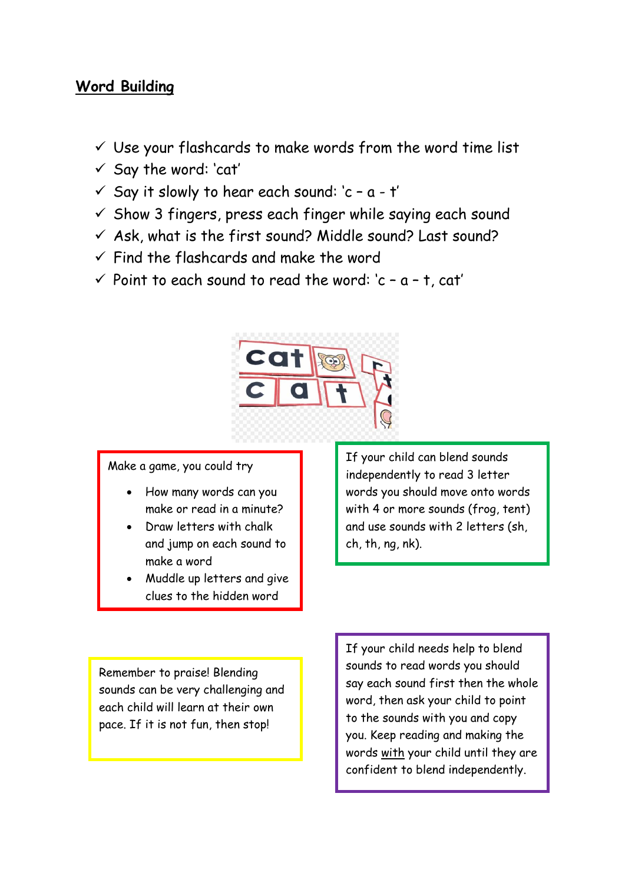# Word Building

- ✓ Use your flashcards to make words from the word time list
- ✓ Say the word: 'cat'
- ✓ Say it slowly to hear each sound: 'c – a - t'
- ✓ Show 3 fingers, press each finger while saying each sound
- ✓ Ask, what is the first sound? Middle sound? Last sound?
- ✓ Find the flashcards and make the word
- ✓ Point to each sound to read the word: 'c – a – t, cat'

Make a game, you could try

- How many words can you make or read in a minute?
- Draw letters with chalk and jump on each sound to make a word
- Muddle up letters and give clues to the hidden word

If your child can blend sounds independently to read 3 letter words you should move onto words with 4 or more sounds (frog, tent) and use sounds with 2 letters (sh, ch, th, ng, nk).

Remember to praise! Blending sounds can be very challenging and each child will learn at their own pace. If it is not fun, then stop!

If your child needs help to blend sounds to read words you should say each sound first then the whole word, then ask your child to point to the sounds with you and copy you. Keep reading and making the words <u>with</u> your child until they are confident to blend independently.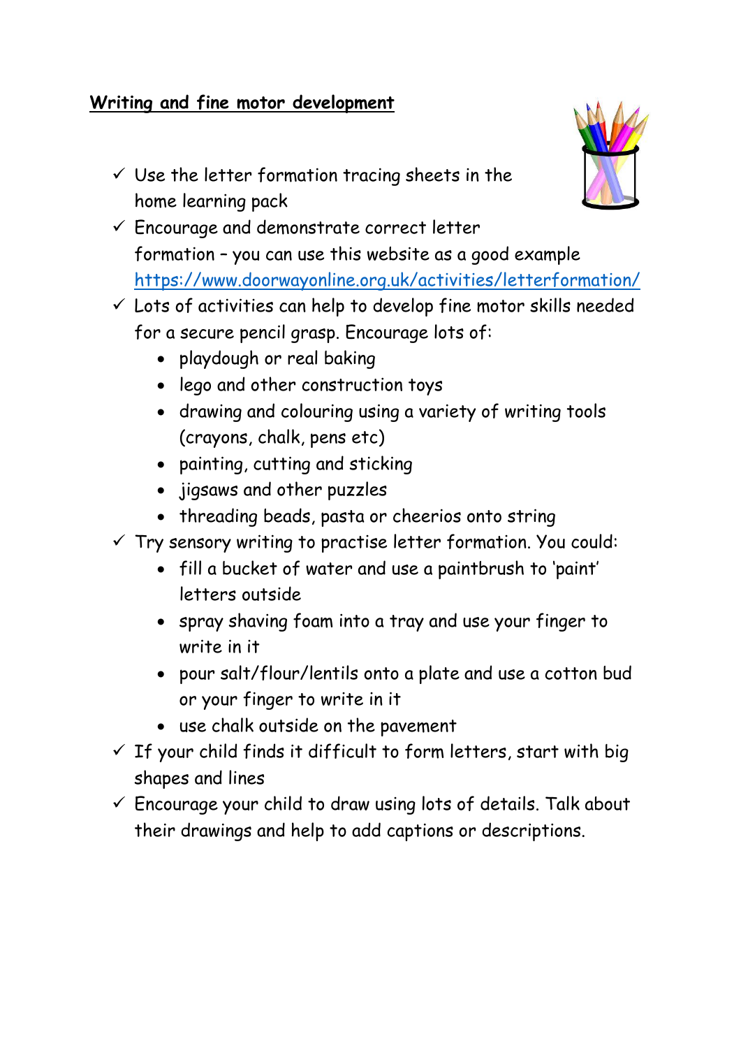**<u>Writing and fine motor development</u>**

- ✓ Use the letter formation tracing sheets in the home learning pack
- ✓ Encourage and demonstrate correct letter formation – you can use this website as a good example https://www.doorwayonline.org.uk/activities/letterformation/
- ✓ Lots of activities can help to develop fine motor skills needed for a secure pencil grasp. Encourage lots of:
  - playdough or real baking
  - lego and other construction toys
  - drawing and colouring using a variety of writing tools (crayons, chalk, pens etc)
  - painting, cutting and sticking
  - jigsaws and other puzzles
  - threading beads, pasta or cheerios onto string
- ✓ Try sensory writing to practise letter formation. You could:
  - fill a bucket of water and use a paintbrush to 'paint' letters outside
  - spray shaving foam into a tray and use your finger to write in it
  - pour salt/flour/lentils onto a plate and use a cotton bud or your finger to write in it
  - use chalk outside on the pavement
- ✓ If your child finds it difficult to form letters, start with big shapes and lines
- ✓ Encourage your child to draw using lots of details. Talk about their drawings and help to add captions or descriptions.